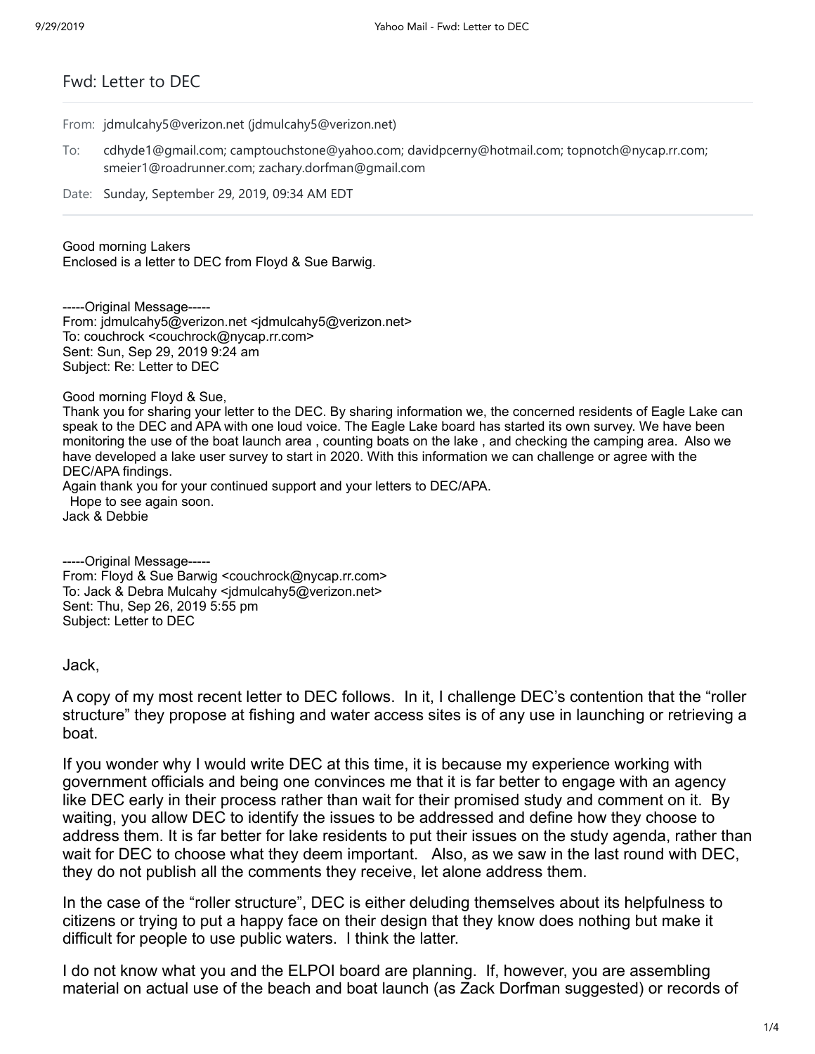# Fwd: Letter to DEC

From: jdmulcahy5@verizon.net (jdmulcahy5@verizon.net)

To: cdhyde1@gmail.com; camptouchstone@yahoo.com; davidpcerny@hotmail.com; topnotch@nycap.rr.com; smeier1@roadrunner.com; zachary.dorfman@gmail.com

Date: Sunday, September 29, 2019, 09:34 AM EDT

Good morning Lakers
Enclosed is a letter to DEC from Floyd & Sue Barwig.

-----Original Message-----
From: jdmulcahy5@verizon.net <jdmulcahy5@verizon.net>
To: couchrock <couchrock@nycap.rr.com>
Sent: Sun, Sep 29, 2019 9:24 am
Subject: Re: Letter to DEC

Good morning Floyd & Sue,
Thank you for sharing your letter to the DEC. By sharing information we, the concerned residents of Eagle Lake can speak to the DEC and APA with one loud voice. The Eagle Lake board has started its own survey. We have been monitoring the use of the boat launch area , counting boats on the lake , and checking the camping area. Also we have developed a lake user survey to start in 2020. With this information we can challenge or agree with the DEC/APA findings.
Again thank you for your continued support and your letters to DEC/APA.
Hope to see again soon.
Jack & Debbie

-----Original Message-----
From: Floyd & Sue Barwig <couchrock@nycap.rr.com>
To: Jack & Debra Mulcahy <jdmulcahy5@verizon.net>
Sent: Thu, Sep 26, 2019 5:55 pm
Subject: Letter to DEC

Jack,

A copy of my most recent letter to DEC follows. In it, I challenge DEC's contention that the "roller structure" they propose at fishing and water access sites is of any use in launching or retrieving a boat.

If you wonder why I would write DEC at this time, it is because my experience working with government officials and being one convinces me that it is far better to engage with an agency like DEC early in their process rather than wait for their promised study and comment on it. By waiting, you allow DEC to identify the issues to be addressed and define how they choose to address them. It is far better for lake residents to put their issues on the study agenda, rather than wait for DEC to choose what they deem important. Also, as we saw in the last round with DEC, they do not publish all the comments they receive, let alone address them.

In the case of the "roller structure", DEC is either deluding themselves about its helpfulness to citizens or trying to put a happy face on their design that they know does nothing but make it difficult for people to use public waters. I think the latter.

I do not know what you and the ELPOI board are planning. If, however, you are assembling material on actual use of the beach and boat launch (as Zack Dorfman suggested) or records of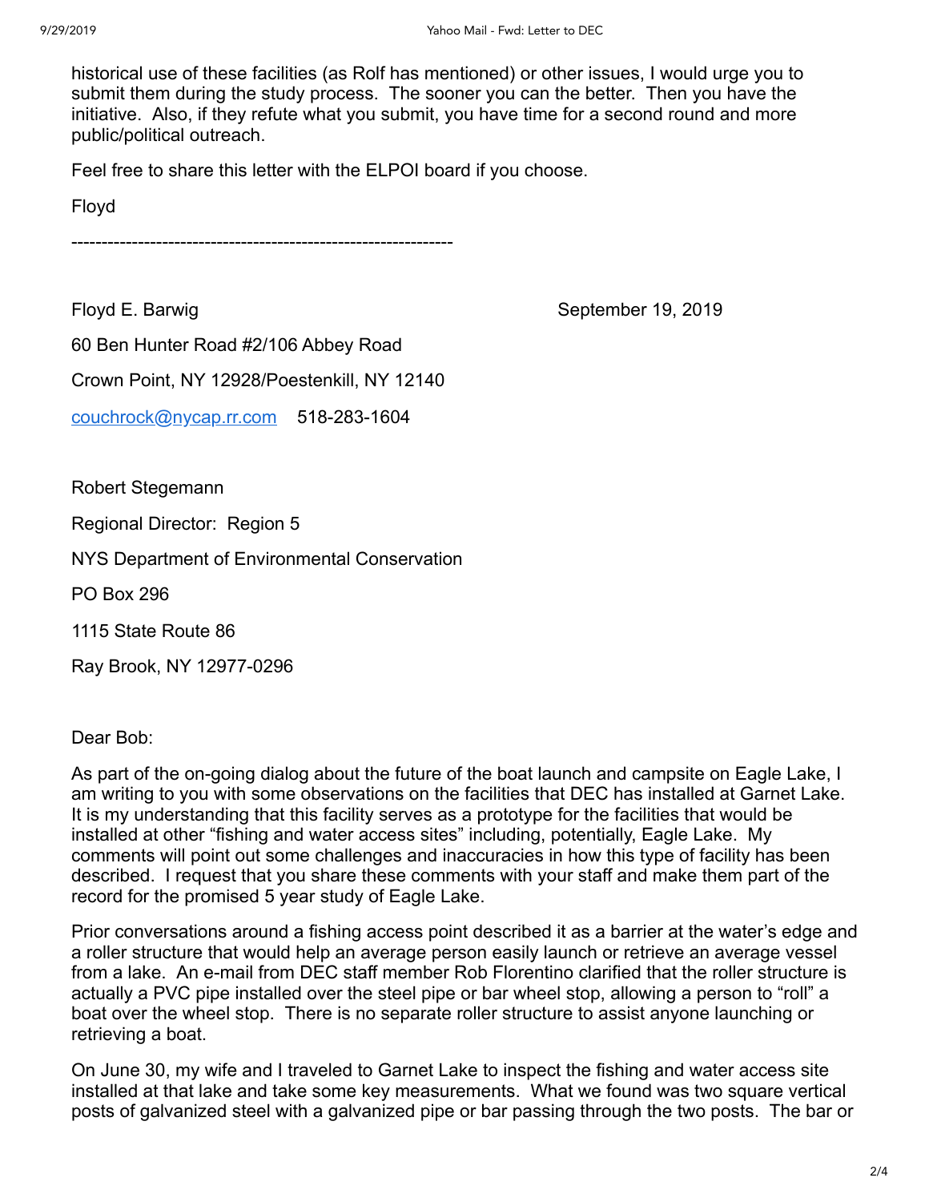historical use of these facilities (as Rolf has mentioned) or other issues, I would urge you to submit them during the study process. The sooner you can the better. Then you have the initiative. Also, if they refute what you submit, you have time for a second round and more public/political outreach.

Feel free to share this letter with the ELPOI board if you choose.

Floyd

---------------------------------------------------------------

Floyd E. Barwig September 19, 2019

60 Ben Hunter Road #2/106 Abbey Road

Crown Point, NY 12928/Poestenkill, NY 12140

couchrock@nycap.rr.com 518-283-1604

Robert Stegemann

Regional Director: Region 5

NYS Department of Environmental Conservation

PO Box 296

1115 State Route 86

Ray Brook, NY 12977-0296

Dear Bob:

As part of the on-going dialog about the future of the boat launch and campsite on Eagle Lake, I am writing to you with some observations on the facilities that DEC has installed at Garnet Lake. It is my understanding that this facility serves as a prototype for the facilities that would be installed at other "fishing and water access sites" including, potentially, Eagle Lake. My comments will point out some challenges and inaccuracies in how this type of facility has been described. I request that you share these comments with your staff and make them part of the record for the promised 5 year study of Eagle Lake.

Prior conversations around a fishing access point described it as a barrier at the water's edge and a roller structure that would help an average person easily launch or retrieve an average vessel from a lake. An e-mail from DEC staff member Rob Florentino clarified that the roller structure is actually a PVC pipe installed over the steel pipe or bar wheel stop, allowing a person to "roll" a boat over the wheel stop. There is no separate roller structure to assist anyone launching or retrieving a boat.

On June 30, my wife and I traveled to Garnet Lake to inspect the fishing and water access site installed at that lake and take some key measurements. What we found was two square vertical posts of galvanized steel with a galvanized pipe or bar passing through the two posts. The bar or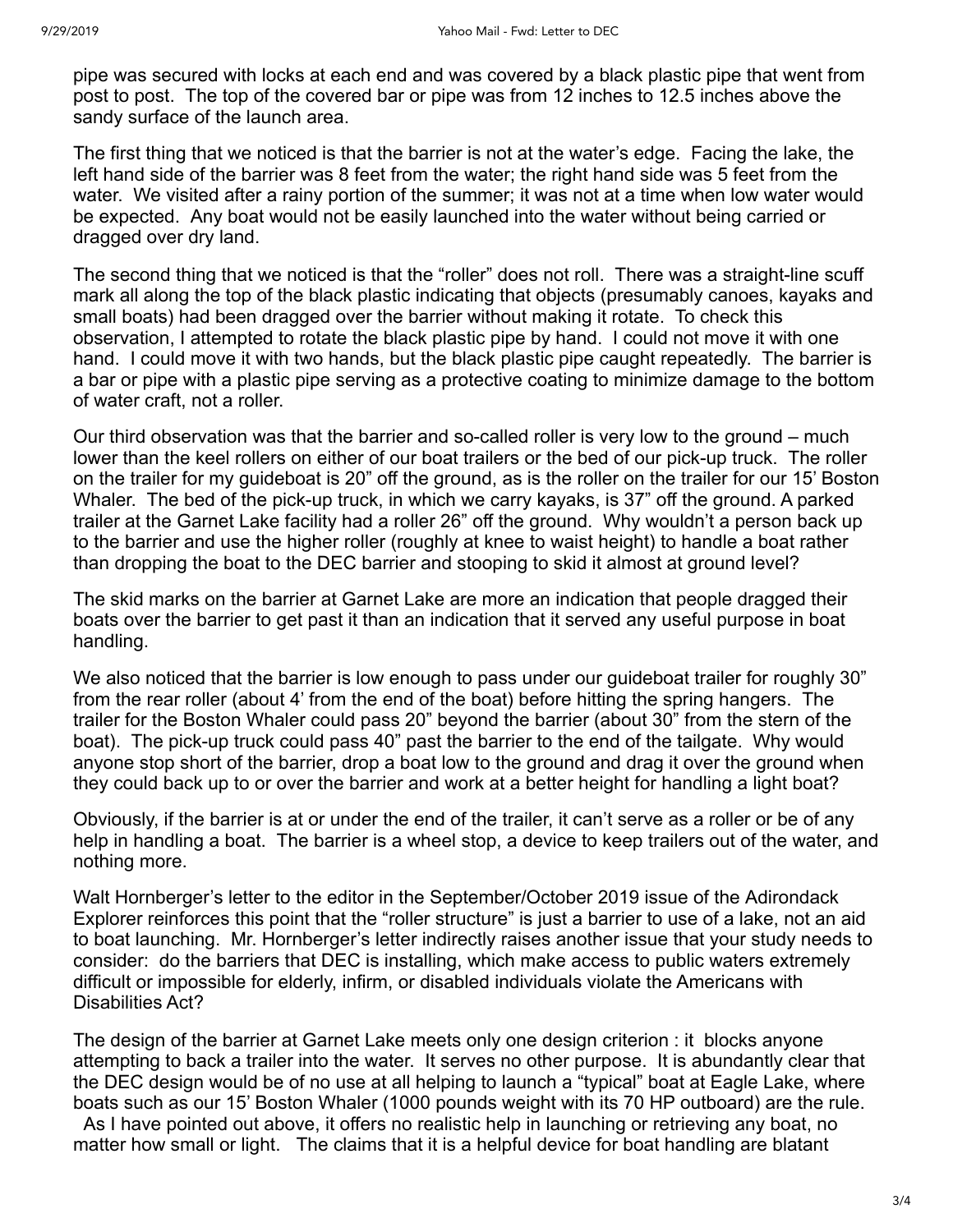pipe was secured with locks at each end and was covered by a black plastic pipe that went from post to post. The top of the covered bar or pipe was from 12 inches to 12.5 inches above the sandy surface of the launch area.

The first thing that we noticed is that the barrier is not at the water's edge. Facing the lake, the left hand side of the barrier was 8 feet from the water; the right hand side was 5 feet from the water. We visited after a rainy portion of the summer; it was not at a time when low water would be expected. Any boat would not be easily launched into the water without being carried or dragged over dry land.

The second thing that we noticed is that the "roller" does not roll. There was a straight-line scuff mark all along the top of the black plastic indicating that objects (presumably canoes, kayaks and small boats) had been dragged over the barrier without making it rotate. To check this observation, I attempted to rotate the black plastic pipe by hand. I could not move it with one hand. I could move it with two hands, but the black plastic pipe caught repeatedly. The barrier is a bar or pipe with a plastic pipe serving as a protective coating to minimize damage to the bottom of water craft, not a roller.

Our third observation was that the barrier and so-called roller is very low to the ground – much lower than the keel rollers on either of our boat trailers or the bed of our pick-up truck. The roller on the trailer for my guideboat is 20" off the ground, as is the roller on the trailer for our 15' Boston Whaler. The bed of the pick-up truck, in which we carry kayaks, is 37" off the ground. A parked trailer at the Garnet Lake facility had a roller 26" off the ground. Why wouldn't a person back up to the barrier and use the higher roller (roughly at knee to waist height) to handle a boat rather than dropping the boat to the DEC barrier and stooping to skid it almost at ground level?

The skid marks on the barrier at Garnet Lake are more an indication that people dragged their boats over the barrier to get past it than an indication that it served any useful purpose in boat handling.

We also noticed that the barrier is low enough to pass under our guideboat trailer for roughly 30" from the rear roller (about 4' from the end of the boat) before hitting the spring hangers. The trailer for the Boston Whaler could pass 20" beyond the barrier (about 30" from the stern of the boat). The pick-up truck could pass 40" past the barrier to the end of the tailgate. Why would anyone stop short of the barrier, drop a boat low to the ground and drag it over the ground when they could back up to or over the barrier and work at a better height for handling a light boat?

Obviously, if the barrier is at or under the end of the trailer, it can't serve as a roller or be of any help in handling a boat. The barrier is a wheel stop, a device to keep trailers out of the water, and nothing more.

Walt Hornberger's letter to the editor in the September/October 2019 issue of the Adirondack Explorer reinforces this point that the "roller structure" is just a barrier to use of a lake, not an aid to boat launching. Mr. Hornberger's letter indirectly raises another issue that your study needs to consider: do the barriers that DEC is installing, which make access to public waters extremely difficult or impossible for elderly, infirm, or disabled individuals violate the Americans with Disabilities Act?

The design of the barrier at Garnet Lake meets only one design criterion : it blocks anyone attempting to back a trailer into the water. It serves no other purpose. It is abundantly clear that the DEC design would be of no use at all helping to launch a "typical" boat at Eagle Lake, where boats such as our 15' Boston Whaler (1000 pounds weight with its 70 HP outboard) are the rule. As I have pointed out above, it offers no realistic help in launching or retrieving any boat, no matter how small or light. The claims that it is a helpful device for boat handling are blatant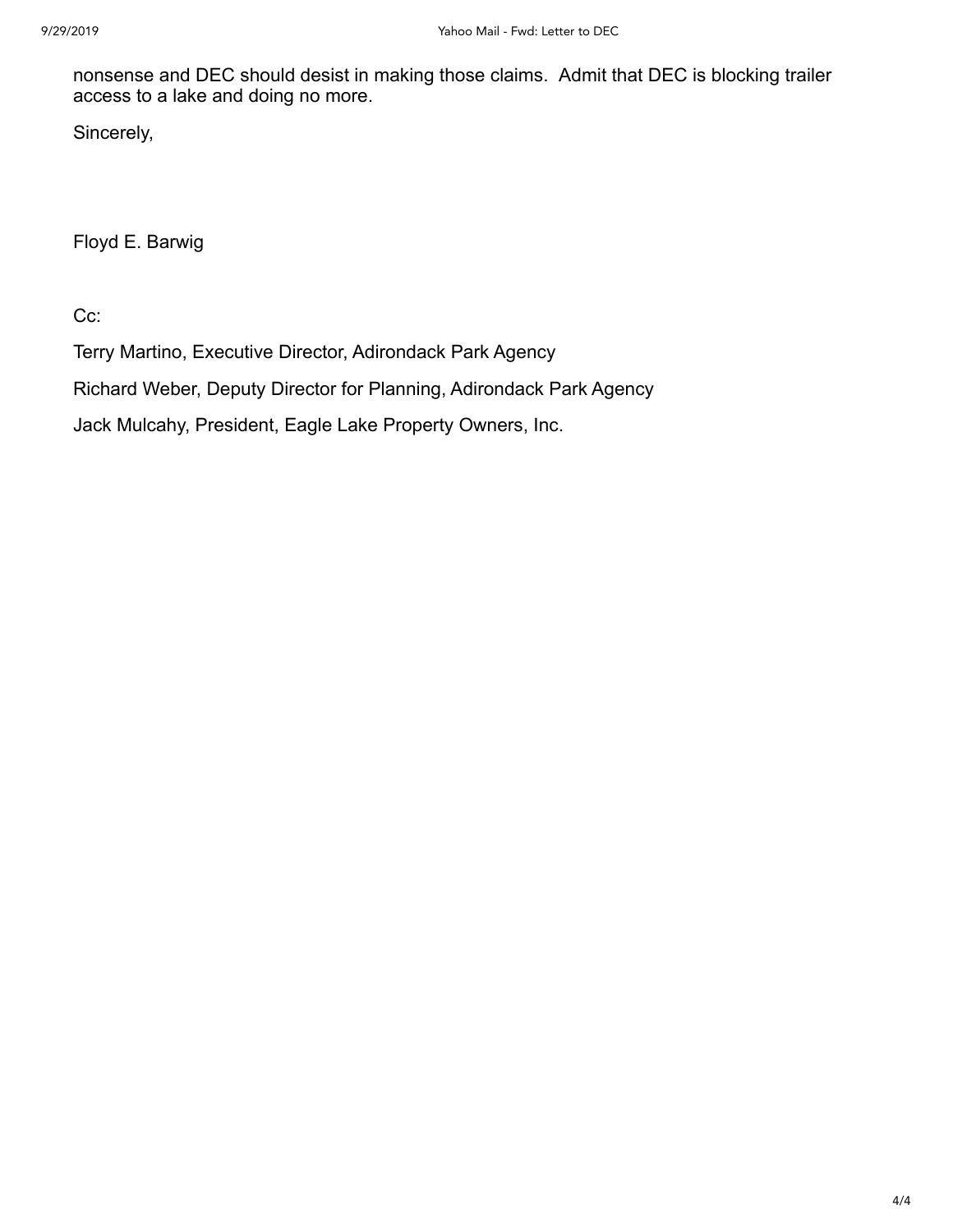nonsense and DEC should desist in making those claims. Admit that DEC is blocking trailer access to a lake and doing no more.

Sincerely,

Floyd E. Barwig

Cc:

Terry Martino, Executive Director, Adirondack Park Agency

Richard Weber, Deputy Director for Planning, Adirondack Park Agency

Jack Mulcahy, President, Eagle Lake Property Owners, Inc.